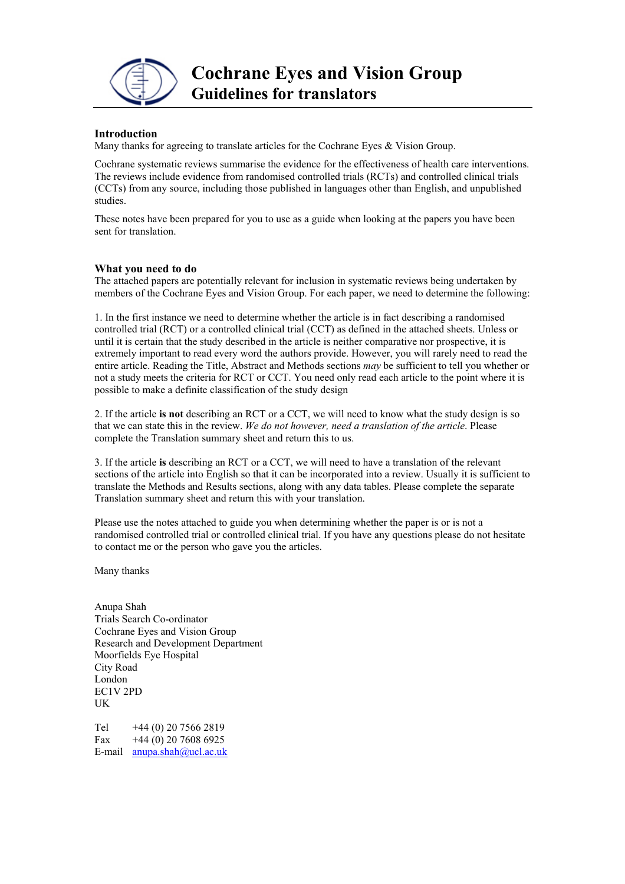# Cochrane Eyes and Vision Group
## Guidelines for translators

### Introduction

Many thanks for agreeing to translate articles for the Cochrane Eyes & Vision Group.

Cochrane systematic reviews summarise the evidence for the effectiveness of health care interventions. The reviews include evidence from randomised controlled trials (RCTs) and controlled clinical trials (CCTs) from any source, including those published in languages other than English, and unpublished studies.

These notes have been prepared for you to use as a guide when looking at the papers you have been sent for translation.

### What you need to do

The attached papers are potentially relevant for inclusion in systematic reviews being undertaken by members of the Cochrane Eyes and Vision Group. For each paper, we need to determine the following:

1. In the first instance we need to determine whether the article is in fact describing a randomised controlled trial (RCT) or a controlled clinical trial (CCT) as defined in the attached sheets. Unless or until it is certain that the study described in the article is neither comparative nor prospective, it is extremely important to read every word the authors provide. However, you will rarely need to read the entire article. Reading the Title, Abstract and Methods sections *may* be sufficient to tell you whether or not a study meets the criteria for RCT or CCT. You need only read each article to the point where it is possible to make a definite classification of the study design

2. If the article **is not** describing an RCT or a CCT, we will need to know what the study design is so that we can state this in the review. *We do not however, need a translation of the article.* Please complete the Translation summary sheet and return this to us.

3. If the article **is** describing an RCT or a CCT, we will need to have a translation of the relevant sections of the article into English so that it can be incorporated into a review. Usually it is sufficient to translate the Methods and Results sections, along with any data tables. Please complete the separate Translation summary sheet and return this with your translation.

Please use the notes attached to guide you when determining whether the paper is or is not a randomised controlled trial or controlled clinical trial. If you have any questions please do not hesitate to contact me or the person who gave you the articles.

Many thanks

Anupa Shah  
Trials Search Co-ordinator  
Cochrane Eyes and Vision Group  
Research and Development Department  
Moorfields Eye Hospital  
City Road  
London  
EC1V 2PD  
UK

Tel +44 (0) 20 7566 2819  
Fax +44 (0) 20 7608 6925  
E-mail anupa.shah@ucl.ac.uk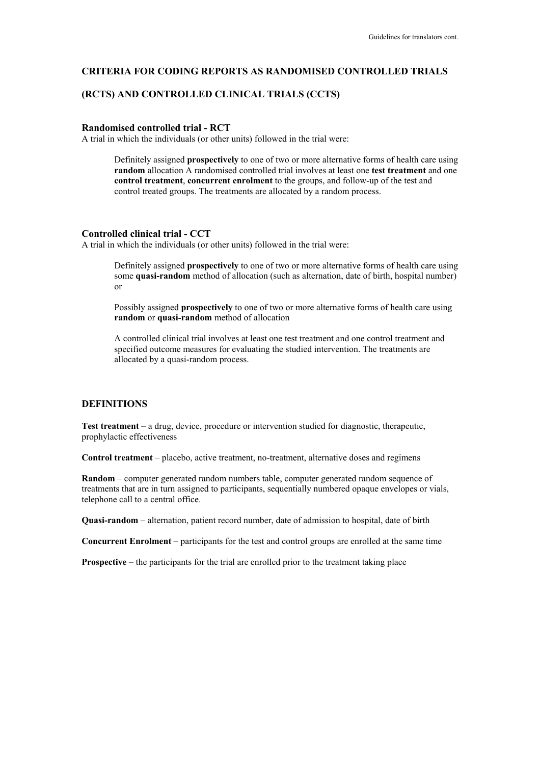## CRITERIA FOR CODING REPORTS AS RANDOMISED CONTROLLED TRIALS (RCTS) AND CONTROLLED CLINICAL TRIALS (CCTS)

### Randomised controlled trial - RCT

A trial in which the individuals (or other units) followed in the trial were:

> Definitely assigned **prospectively** to one of two or more alternative forms of health care using **random** allocation A randomised controlled trial involves at least one **test treatment** and one **control treatment**, **concurrent enrolment** to the groups, and follow-up of the test and control treated groups. The treatments are allocated by a random process.

### Controlled clinical trial - CCT

A trial in which the individuals (or other units) followed in the trial were:

> Definitely assigned **prospectively** to one of two or more alternative forms of health care using some **quasi-random** method of allocation (such as alternation, date of birth, hospital number) or
>
> Possibly assigned **prospectively** to one of two or more alternative forms of health care using **random** or **quasi-random** method of allocation
>
> A controlled clinical trial involves at least one test treatment and one control treatment and specified outcome measures for evaluating the studied intervention. The treatments are allocated by a quasi-random process.

### DEFINITIONS

**Test treatment** – a drug, device, procedure or intervention studied for diagnostic, therapeutic, prophylactic effectiveness

**Control treatment** – placebo, active treatment, no-treatment, alternative doses and regimens

**Random** – computer generated random numbers table, computer generated random sequence of treatments that are in turn assigned to participants, sequentially numbered opaque envelopes or vials, telephone call to a central office.

**Quasi-random** – alternation, patient record number, date of admission to hospital, date of birth

**Concurrent Enrolment** – participants for the test and control groups are enrolled at the same time

**Prospective** – the participants for the trial are enrolled prior to the treatment taking place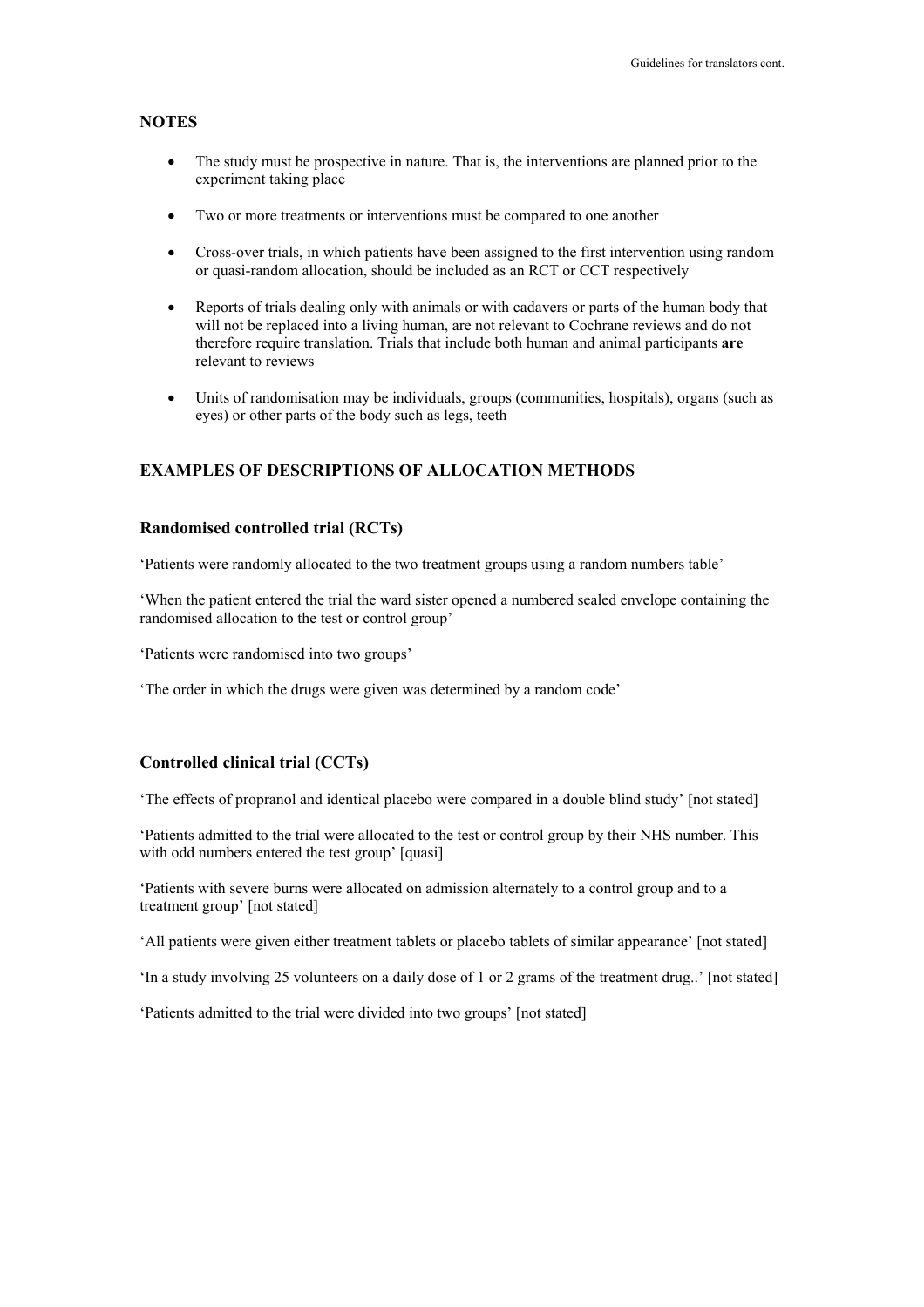## NOTES

- The study must be prospective in nature. That is, the interventions are planned prior to the experiment taking place
- Two or more treatments or interventions must be compared to one another
- Cross-over trials, in which patients have been assigned to the first intervention using random or quasi-random allocation, should be included as an RCT or CCT respectively
- Reports of trials dealing only with animals or with cadavers or parts of the human body that will not be replaced into a living human, are not relevant to Cochrane reviews and do not therefore require translation. Trials that include both human and animal participants **are** relevant to reviews
- Units of randomisation may be individuals, groups (communities, hospitals), organs (such as eyes) or other parts of the body such as legs, teeth

## EXAMPLES OF DESCRIPTIONS OF ALLOCATION METHODS

### Randomised controlled trial (RCTs)

'Patients were randomly allocated to the two treatment groups using a random numbers table'

'When the patient entered the trial the ward sister opened a numbered sealed envelope containing the randomised allocation to the test or control group'

'Patients were randomised into two groups'

'The order in which the drugs were given was determined by a random code'

### Controlled clinical trial (CCTs)

'The effects of propranol and identical placebo were compared in a double blind study' [not stated]

'Patients admitted to the trial were allocated to the test or control group by their NHS number. This with odd numbers entered the test group' [quasi]

'Patients with severe burns were allocated on admission alternately to a control group and to a treatment group' [not stated]

'All patients were given either treatment tablets or placebo tablets of similar appearance' [not stated]

'In a study involving 25 volunteers on a daily dose of 1 or 2 grams of the treatment drug..' [not stated]

'Patients admitted to the trial were divided into two groups' [not stated]